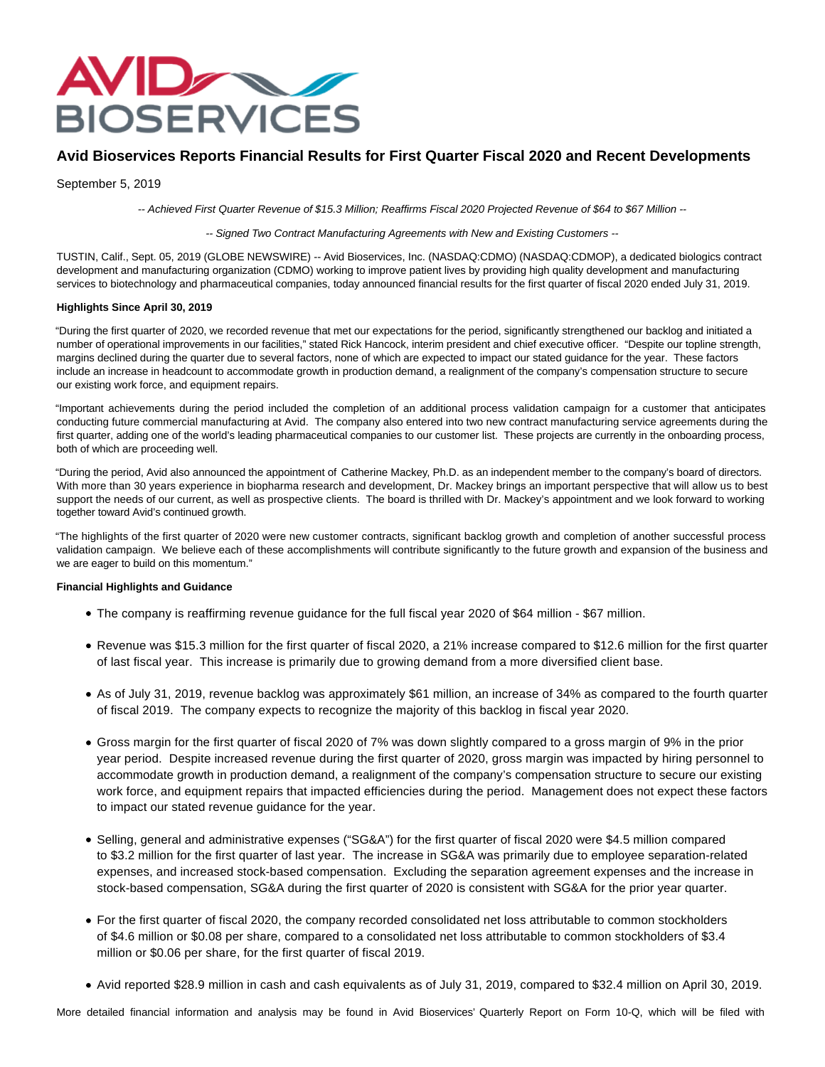# Avid Bioservices Reports Financial Results for First Quarter Fiscal 2020 and Recent Developments

September 5, 2019

*-- Achieved First Quarter Revenue of $15.3 Million; Reaffirms Fiscal 2020 Projected Revenue of $64 to $67 Million --*

*-- Signed Two Contract Manufacturing Agreements with New and Existing Customers --*

TUSTIN, Calif., Sept. 05, 2019 (GLOBE NEWSWIRE) -- Avid Bioservices, Inc. (NASDAQ:CDMO) (NASDAQ:CDMOP), a dedicated biologics contract development and manufacturing organization (CDMO) working to improve patient lives by providing high quality development and manufacturing services to biotechnology and pharmaceutical companies, today announced financial results for the first quarter of fiscal 2020 ended July 31, 2019.

**Highlights Since April 30, 2019**

"During the first quarter of 2020, we recorded revenue that met our expectations for the period, significantly strengthened our backlog and initiated a number of operational improvements in our facilities," stated Rick Hancock, interim president and chief executive officer. "Despite our topline strength, margins declined during the quarter due to several factors, none of which are expected to impact our stated guidance for the year. These factors include an increase in headcount to accommodate growth in production demand, a realignment of the company's compensation structure to secure our existing work force, and equipment repairs.

"Important achievements during the period included the completion of an additional process validation campaign for a customer that anticipates conducting future commercial manufacturing at Avid. The company also entered into two new contract manufacturing service agreements during the first quarter, adding one of the world's leading pharmaceutical companies to our customer list. These projects are currently in the onboarding process, both of which are proceeding well.

"During the period, Avid also announced the appointment of Catherine Mackey, Ph.D. as an independent member to the company's board of directors. With more than 30 years experience in biopharma research and development, Dr. Mackey brings an important perspective that will allow us to best support the needs of our current, as well as prospective clients. The board is thrilled with Dr. Mackey's appointment and we look forward to working together toward Avid's continued growth.

"The highlights of the first quarter of 2020 were new customer contracts, significant backlog growth and completion of another successful process validation campaign. We believe each of these accomplishments will contribute significantly to the future growth and expansion of the business and we are eager to build on this momentum."

**Financial Highlights and Guidance**

- The company is reaffirming revenue guidance for the full fiscal year 2020 of $64 million - $67 million.
- Revenue was $15.3 million for the first quarter of fiscal 2020, a 21% increase compared to $12.6 million for the first quarter of last fiscal year. This increase is primarily due to growing demand from a more diversified client base.
- As of July 31, 2019, revenue backlog was approximately $61 million, an increase of 34% as compared to the fourth quarter of fiscal 2019. The company expects to recognize the majority of this backlog in fiscal year 2020.
- Gross margin for the first quarter of fiscal 2020 of 7% was down slightly compared to a gross margin of 9% in the prior year period. Despite increased revenue during the first quarter of 2020, gross margin was impacted by hiring personnel to accommodate growth in production demand, a realignment of the company's compensation structure to secure our existing work force, and equipment repairs that impacted efficiencies during the period. Management does not expect these factors to impact our stated revenue guidance for the year.
- Selling, general and administrative expenses ("SG&A") for the first quarter of fiscal 2020 were $4.5 million compared to $3.2 million for the first quarter of last year. The increase in SG&A was primarily due to employee separation-related expenses, and increased stock-based compensation. Excluding the separation agreement expenses and the increase in stock-based compensation, SG&A during the first quarter of 2020 is consistent with SG&A for the prior year quarter.
- For the first quarter of fiscal 2020, the company recorded consolidated net loss attributable to common stockholders of $4.6 million or $0.08 per share, compared to a consolidated net loss attributable to common stockholders of $3.4 million or $0.06 per share, for the first quarter of fiscal 2019.
- Avid reported $28.9 million in cash and cash equivalents as of July 31, 2019, compared to $32.4 million on April 30, 2019.

More detailed financial information and analysis may be found in Avid Bioservices' Quarterly Report on Form 10-Q, which will be filed with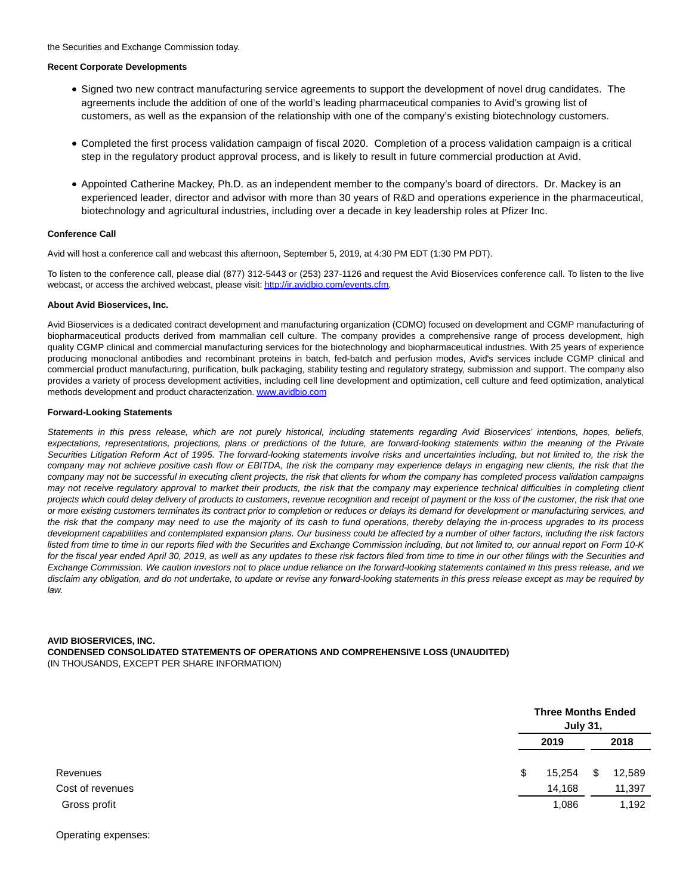the Securities and Exchange Commission today.

**Recent Corporate Developments**

- Signed two new contract manufacturing service agreements to support the development of novel drug candidates. The agreements include the addition of one of the world's leading pharmaceutical companies to Avid's growing list of customers, as well as the expansion of the relationship with one of the company's existing biotechnology customers.
- Completed the first process validation campaign of fiscal 2020. Completion of a process validation campaign is a critical step in the regulatory product approval process, and is likely to result in future commercial production at Avid.
- Appointed Catherine Mackey, Ph.D. as an independent member to the company's board of directors. Dr. Mackey is an experienced leader, director and advisor with more than 30 years of R&D and operations experience in the pharmaceutical, biotechnology and agricultural industries, including over a decade in key leadership roles at Pfizer Inc.

**Conference Call**

Avid will host a conference call and webcast this afternoon, September 5, 2019, at 4:30 PM EDT (1:30 PM PDT).

To listen to the conference call, please dial (877) 312-5443 or (253) 237-1126 and request the Avid Bioservices conference call. To listen to the live webcast, or access the archived webcast, please visit: [http://ir.avidbio.com/events.cfm](http://ir.avidbio.com/events.cfm).

**About Avid Bioservices, Inc.**

Avid Bioservices is a dedicated contract development and manufacturing organization (CDMO) focused on development and CGMP manufacturing of biopharmaceutical products derived from mammalian cell culture. The company provides a comprehensive range of process development, high quality CGMP clinical and commercial manufacturing services for the biotechnology and biopharmaceutical industries. With 25 years of experience producing monoclonal antibodies and recombinant proteins in batch, fed-batch and perfusion modes, Avid's services include CGMP clinical and commercial product manufacturing, purification, bulk packaging, stability testing and regulatory strategy, submission and support. The company also provides a variety of process development activities, including cell line development and optimization, cell culture and feed optimization, analytical methods development and product characterization. [www.avidbio.com](http://www.avidbio.com)

**Forward-Looking Statements**

*Statements in this press release, which are not purely historical, including statements regarding Avid Bioservices' intentions, hopes, beliefs, expectations, representations, projections, plans or predictions of the future, are forward-looking statements within the meaning of the Private Securities Litigation Reform Act of 1995. The forward-looking statements involve risks and uncertainties including, but not limited to, the risk the company may not achieve positive cash flow or EBITDA, the risk the company may experience delays in engaging new clients, the risk that the company may not be successful in executing client projects, the risk that clients for whom the company has completed process validation campaigns may not receive regulatory approval to market their products, the risk that the company may experience technical difficulties in completing client projects which could delay delivery of products to customers, revenue recognition and receipt of payment or the loss of the customer, the risk that one or more existing customers terminates its contract prior to completion or reduces or delays its demand for development or manufacturing services, and the risk that the company may need to use the majority of its cash to fund operations, thereby delaying the in-process upgrades to its process development capabilities and contemplated expansion plans. Our business could be affected by a number of other factors, including the risk factors listed from time to time in our reports filed with the Securities and Exchange Commission including, but not limited to, our annual report on Form 10-K for the fiscal year ended April 30, 2019, as well as any updates to these risk factors filed from time to time in our other filings with the Securities and Exchange Commission. We caution investors not to place undue reliance on the forward-looking statements contained in this press release, and we disclaim any obligation, and do not undertake, to update or revise any forward-looking statements in this press release except as may be required by law.*

**AVID BIOSERVICES, INC.**
**CONDENSED CONSOLIDATED STATEMENTS OF OPERATIONS AND COMPREHENSIVE LOSS (UNAUDITED)**
(IN THOUSANDS, EXCEPT PER SHARE INFORMATION)

| | Three Months Ended July 31, | |
|---|---|---|
| | 2019 | 2018 |
| Revenues | $ 15,254 | $ 12,589 |
| Cost of revenues | 14,168 | 11,397 |
| Gross profit | 1,086 | 1,192 |
| Operating expenses: | | |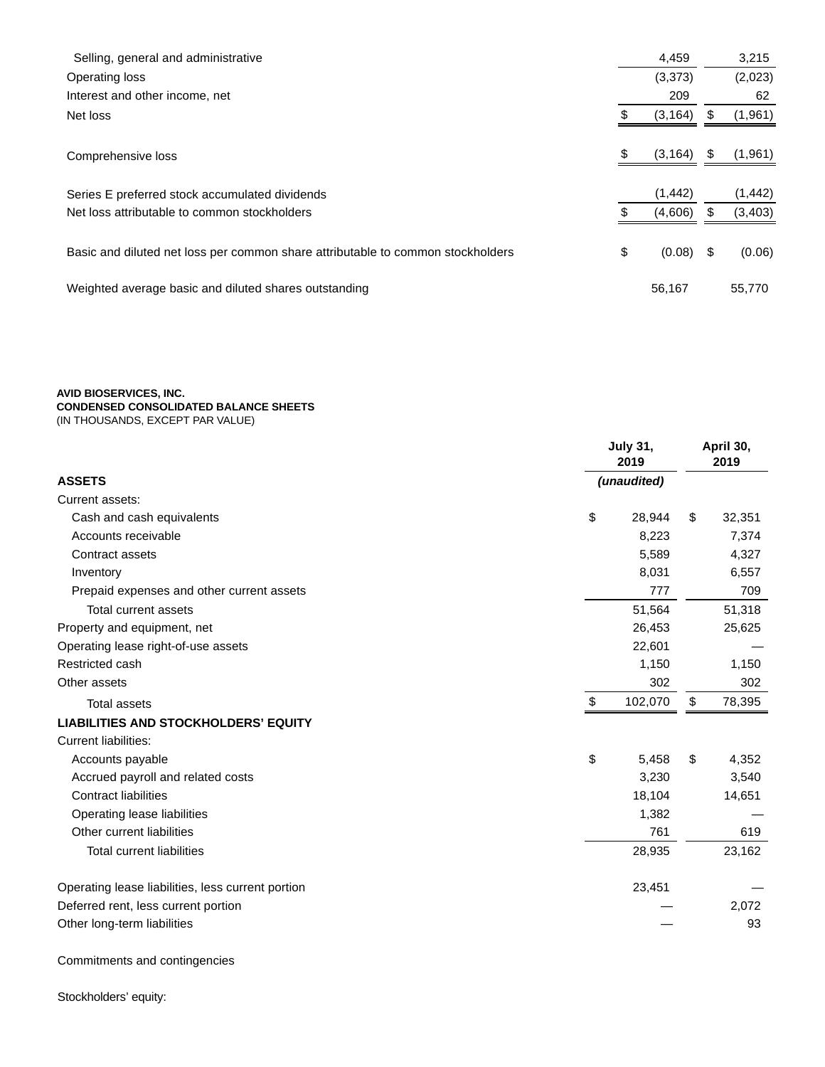| | | |
|---|---|---|
| Selling, general and administrative | 4,459 | 3,215 |
| Operating loss | (3,373) | (2,023) |
| Interest and other income, net | 209 | 62 |
| Net loss | $ (3,164) | $ (1,961) |
| Comprehensive loss | $ (3,164) | $ (1,961) |
| Series E preferred stock accumulated dividends | (1,442) | (1,442) |
| Net loss attributable to common stockholders | $ (4,606) | $ (3,403) |
| Basic and diluted net loss per common share attributable to common stockholders | $ (0.08) | $ (0.06) |
| Weighted average basic and diluted shares outstanding | 56,167 | 55,770 |

**AVID BIOSERVICES, INC.**
**CONDENSED CONSOLIDATED BALANCE SHEETS**
(IN THOUSANDS, EXCEPT PAR VALUE)

| | July 31, 2019 | April 30, 2019 |
|---|---|---|
| **ASSETS** | *(unaudited)* | |
| Current assets: | | |
| Cash and cash equivalents | $ 28,944 | $ 32,351 |
| Accounts receivable | 8,223 | 7,374 |
| Contract assets | 5,589 | 4,327 |
| Inventory | 8,031 | 6,557 |
| Prepaid expenses and other current assets | 777 | 709 |
| Total current assets | 51,564 | 51,318 |
| Property and equipment, net | 26,453 | 25,625 |
| Operating lease right-of-use assets | 22,601 | — |
| Restricted cash | 1,150 | 1,150 |
| Other assets | 302 | 302 |
| Total assets | $ 102,070 | $ 78,395 |
| **LIABILITIES AND STOCKHOLDERS' EQUITY** | | |
| Current liabilities: | | |
| Accounts payable | $ 5,458 | $ 4,352 |
| Accrued payroll and related costs | 3,230 | 3,540 |
| Contract liabilities | 18,104 | 14,651 |
| Operating lease liabilities | 1,382 | — |
| Other current liabilities | 761 | 619 |
| Total current liabilities | 28,935 | 23,162 |
| Operating lease liabilities, less current portion | 23,451 | — |
| Deferred rent, less current portion | — | 2,072 |
| Other long-term liabilities | — | 93 |
| Commitments and contingencies | | |
| Stockholders' equity: | | |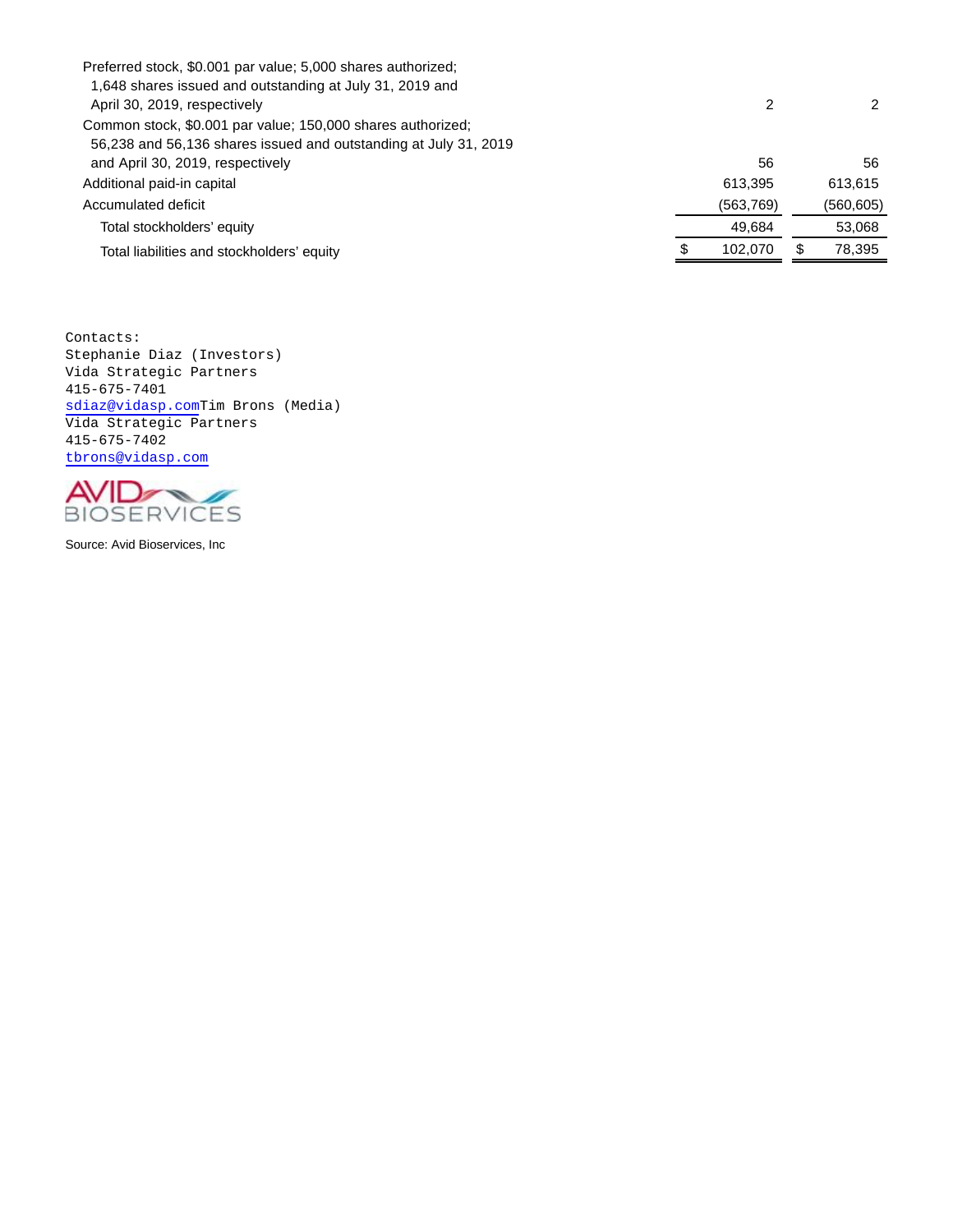| | | |
|---|---|---|
| Preferred stock, $0.001 par value; 5,000 shares authorized; 1,648 shares issued and outstanding at July 31, 2019 and April 30, 2019, respectively | 2 | 2 |
| Common stock, $0.001 par value; 150,000 shares authorized; 56,238 and 56,136 shares issued and outstanding at July 31, 2019 and April 30, 2019, respectively | 56 | 56 |
| Additional paid-in capital | 613,395 | 613,615 |
| Accumulated deficit | (563,769) | (560,605) |
| Total stockholders' equity | 49,684 | 53,068 |
| Total liabilities and stockholders' equity | $ 102,070 | $ 78,395 |

Contacts:
Stephanie Diaz (Investors)
Vida Strategic Partners
415-675-7401
sdiaz@vidasp.com

Tim Brons (Media)
Vida Strategic Partners
415-675-7402
tbrons@vidasp.com

AVID BIOSERVICES

Source: Avid Bioservices, Inc